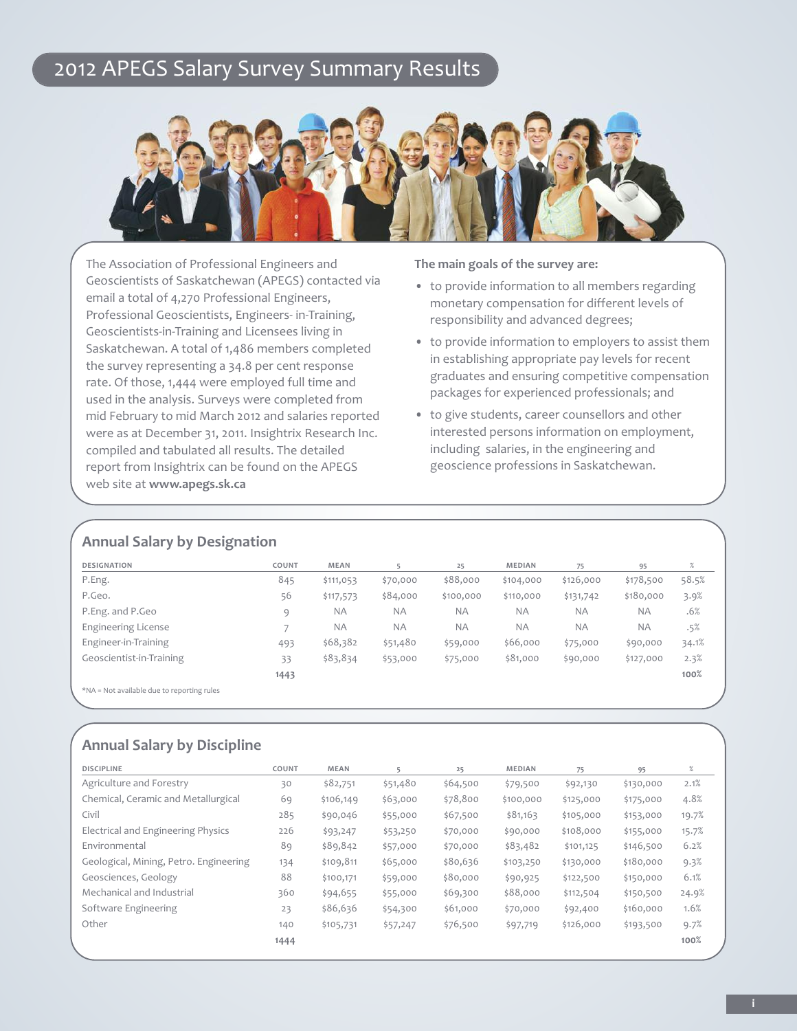# 2012 APEGS Salary Survey Summary Results

The Association of Professional Engineers and Geoscientists of Saskatchewan (APEGS) contacted via email a total of 4,270 Professional Engineers, Professional Geoscientists, Engineers- in-Training, Geoscientists-in-Training and Licensees living in Saskatchewan. A total of 1,486 members completed the survey representing a 34.8 per cent response rate. Of those, 1,444 were employed full time and used in the analysis. Surveys were completed from mid February to mid March 2012 and salaries reported were as at December 31, 2011. Insightrix Research Inc. compiled and tabulated all results. The detailed report from Insightrix can be found on the APEGS web site at **www.apegs.sk.ca**

**The main goals of the survey are:**

- to provide information to all members regarding monetary compensation for different levels of responsibility and advanced degrees;
- to provide information to employers to assist them in establishing appropriate pay levels for recent graduates and ensuring competitive compensation packages for experienced professionals; and
- to give students, career counsellors and other interested persons information on employment, including salaries, in the engineering and geoscience professions in Saskatchewan.

## Annual Salary by Designation

| DESIGNATION | COUNT | MEAN | 5 | 25 | MEDIAN | 75 | 95 | % |
|---|---|---|---|---|---|---|---|---|
| P.Eng. | 845 | $111,053 | $70,000 | $88,000 | $104,000 | $126,000 | $178,500 | 58.5% |
| P.Geo. | 56 | $117,573 | $84,000 | $100,000 | $110,000 | $131,742 | $180,000 | 3.9% |
| P.Eng. and P.Geo | 9 | NA | NA | NA | NA | NA | NA | .6% |
| Engineering License | 7 | NA | NA | NA | NA | NA | NA | .5% |
| Engineer-in-Training | 493 | $68,382 | $51,480 | $59,000 | $66,000 | $75,000 | $90,000 | 34.1% |
| Geoscientist-in-Training | 33 | $83,834 | $53,000 | $75,000 | $81,000 | $90,000 | $127,000 | 2.3% |
| | **1443** | | | | | | | **100%** |

*NA = Not available due to reporting rules

## Annual Salary by Discipline

| DISCIPLINE | COUNT | MEAN | 5 | 25 | MEDIAN | 75 | 95 | % |
|---|---|---|---|---|---|---|---|---|
| Agriculture and Forestry | 30 | $82,751 | $51,480 | $64,500 | $79,500 | $92,130 | $130,000 | 2.1% |
| Chemical, Ceramic and Metallurgical | 69 | $106,149 | $63,000 | $78,800 | $100,000 | $125,000 | $175,000 | 4.8% |
| Civil | 285 | $90,046 | $55,000 | $67,500 | $81,163 | $105,000 | $153,000 | 19.7% |
| Electrical and Engineering Physics | 226 | $93,247 | $53,250 | $70,000 | $90,000 | $108,000 | $155,000 | 15.7% |
| Environmental | 89 | $89,842 | $57,000 | $70,000 | $83,482 | $101,125 | $146,500 | 6.2% |
| Geological, Mining, Petro. Engineering | 134 | $109,811 | $65,000 | $80,636 | $103,250 | $130,000 | $180,000 | 9.3% |
| Geosciences, Geology | 88 | $100,171 | $59,000 | $80,000 | $90,925 | $122,500 | $150,000 | 6.1% |
| Mechanical and Industrial | 360 | $94,655 | $55,000 | $69,300 | $88,000 | $112,504 | $150,500 | 24.9% |
| Software Engineering | 23 | $86,636 | $54,300 | $61,000 | $70,000 | $92,400 | $160,000 | 1.6% |
| Other | 140 | $105,731 | $57,247 | $76,500 | $97,719 | $126,000 | $193,500 | 9.7% |
| | **1444** | | | | | | | **100%** |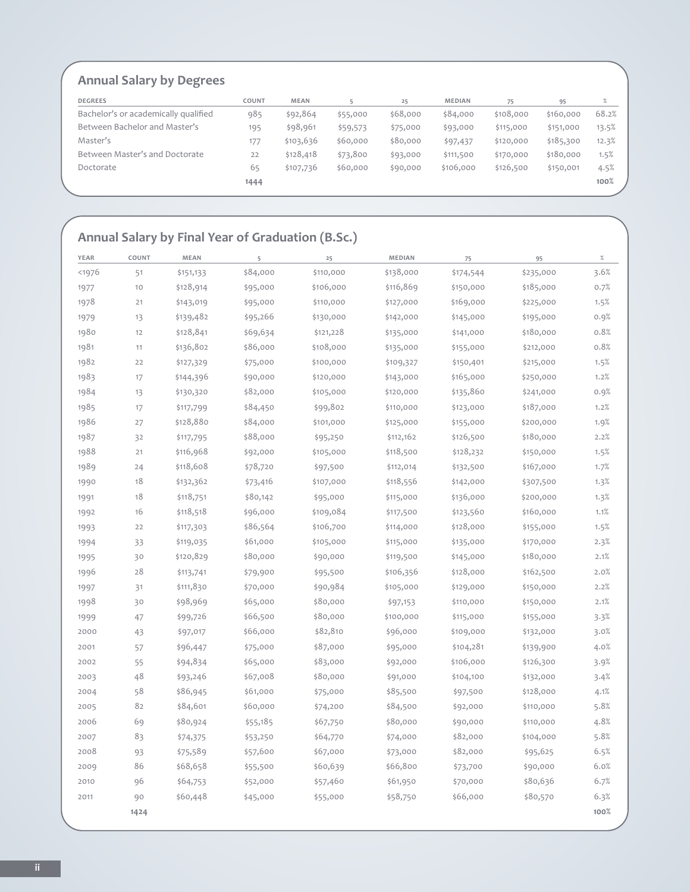## Annual Salary by Degrees

| DEGREES | COUNT | MEAN | 5 | 25 | MEDIAN | 75 | 95 | % |
|---|---|---|---|---|---|---|---|---|
| Bachelor's or academically qualified | 985 | $92,864 | $55,000 | $68,000 | $84,000 | $108,000 | $160,000 | 68.2% |
| Between Bachelor and Master's | 195 | $98,961 | $59,573 | $75,000 | $93,000 | $115,000 | $151,000 | 13.5% |
| Master's | 177 | $103,636 | $60,000 | $80,000 | $97,437 | $120,000 | $185,300 | 12.3% |
| Between Master's and Doctorate | 22 | $128,418 | $73,800 | $93,000 | $111,500 | $170,000 | $180,000 | 1.5% |
| Doctorate | 65 | $107,736 | $60,000 | $90,000 | $106,000 | $126,500 | $150,001 | 4.5% |
| | **1444** | | | | | | | **100%** |

## Annual Salary by Final Year of Graduation (B.Sc.)

| YEAR | COUNT | MEAN | 5 | 25 | MEDIAN | 75 | 95 | % |
|---|---|---|---|---|---|---|---|---|
| <1976 | 51 | $151,133 | $84,000 | $110,000 | $138,000 | $174,544 | $235,000 | 3.6% |
| 1977 | 10 | $128,914 | $95,000 | $106,000 | $116,869 | $150,000 | $185,000 | 0.7% |
| 1978 | 21 | $143,019 | $95,000 | $110,000 | $127,000 | $169,000 | $225,000 | 1.5% |
| 1979 | 13 | $139,482 | $95,266 | $130,000 | $142,000 | $145,000 | $195,000 | 0.9% |
| 1980 | 12 | $128,841 | $69,634 | $121,228 | $135,000 | $141,000 | $180,000 | 0.8% |
| 1981 | 11 | $136,802 | $86,000 | $108,000 | $135,000 | $155,000 | $212,000 | 0.8% |
| 1982 | 22 | $127,329 | $75,000 | $100,000 | $109,327 | $150,401 | $215,000 | 1.5% |
| 1983 | 17 | $144,396 | $90,000 | $120,000 | $143,000 | $165,000 | $250,000 | 1.2% |
| 1984 | 13 | $130,320 | $82,000 | $105,000 | $120,000 | $135,860 | $241,000 | 0.9% |
| 1985 | 17 | $117,799 | $84,450 | $99,802 | $110,000 | $123,000 | $187,000 | 1.2% |
| 1986 | 27 | $128,880 | $84,000 | $101,000 | $125,000 | $155,000 | $200,000 | 1.9% |
| 1987 | 32 | $117,795 | $88,000 | $95,250 | $112,162 | $126,500 | $180,000 | 2.2% |
| 1988 | 21 | $116,968 | $92,000 | $105,000 | $118,500 | $128,232 | $150,000 | 1.5% |
| 1989 | 24 | $118,608 | $78,720 | $97,500 | $112,014 | $132,500 | $167,000 | 1.7% |
| 1990 | 18 | $132,362 | $73,416 | $107,000 | $118,556 | $142,000 | $307,500 | 1.3% |
| 1991 | 18 | $118,751 | $80,142 | $95,000 | $115,000 | $136,000 | $200,000 | 1.3% |
| 1992 | 16 | $118,518 | $96,000 | $109,084 | $117,500 | $123,560 | $160,000 | 1.1% |
| 1993 | 22 | $117,303 | $86,564 | $106,700 | $114,000 | $128,000 | $155,000 | 1.5% |
| 1994 | 33 | $119,035 | $61,000 | $105,000 | $115,000 | $135,000 | $170,000 | 2.3% |
| 1995 | 30 | $120,829 | $80,000 | $90,000 | $119,500 | $145,000 | $180,000 | 2.1% |
| 1996 | 28 | $113,741 | $79,900 | $95,500 | $106,356 | $128,000 | $162,500 | 2.0% |
| 1997 | 31 | $111,830 | $70,000 | $90,984 | $105,000 | $129,000 | $150,000 | 2.2% |
| 1998 | 30 | $98,969 | $65,000 | $80,000 | $97,153 | $110,000 | $150,000 | 2.1% |
| 1999 | 47 | $99,726 | $66,500 | $80,000 | $100,000 | $115,000 | $155,000 | 3.3% |
| 2000 | 43 | $97,017 | $66,000 | $82,810 | $96,000 | $109,000 | $132,000 | 3.0% |
| 2001 | 57 | $96,447 | $75,000 | $87,000 | $95,000 | $104,281 | $139,900 | 4.0% |
| 2002 | 55 | $94,834 | $65,000 | $83,000 | $92,000 | $106,000 | $126,300 | 3.9% |
| 2003 | 48 | $93,246 | $67,008 | $80,000 | $91,000 | $104,100 | $132,000 | 3.4% |
| 2004 | 58 | $86,945 | $61,000 | $75,000 | $85,500 | $97,500 | $128,000 | 4.1% |
| 2005 | 82 | $84,601 | $60,000 | $74,200 | $84,500 | $92,000 | $110,000 | 5.8% |
| 2006 | 69 | $80,924 | $55,185 | $67,750 | $80,000 | $90,000 | $110,000 | 4.8% |
| 2007 | 83 | $74,375 | $53,250 | $64,770 | $74,000 | $82,000 | $104,000 | 5.8% |
| 2008 | 93 | $75,589 | $57,600 | $67,000 | $73,000 | $82,000 | $95,625 | 6.5% |
| 2009 | 86 | $68,658 | $55,500 | $60,639 | $66,800 | $73,700 | $90,000 | 6.0% |
| 2010 | 96 | $64,753 | $52,000 | $57,460 | $61,950 | $70,000 | $80,636 | 6.7% |
| 2011 | 90 | $60,448 | $45,000 | $55,000 | $58,750 | $66,000 | $80,570 | 6.3% |
| | **1424** | | | | | | | **100%** |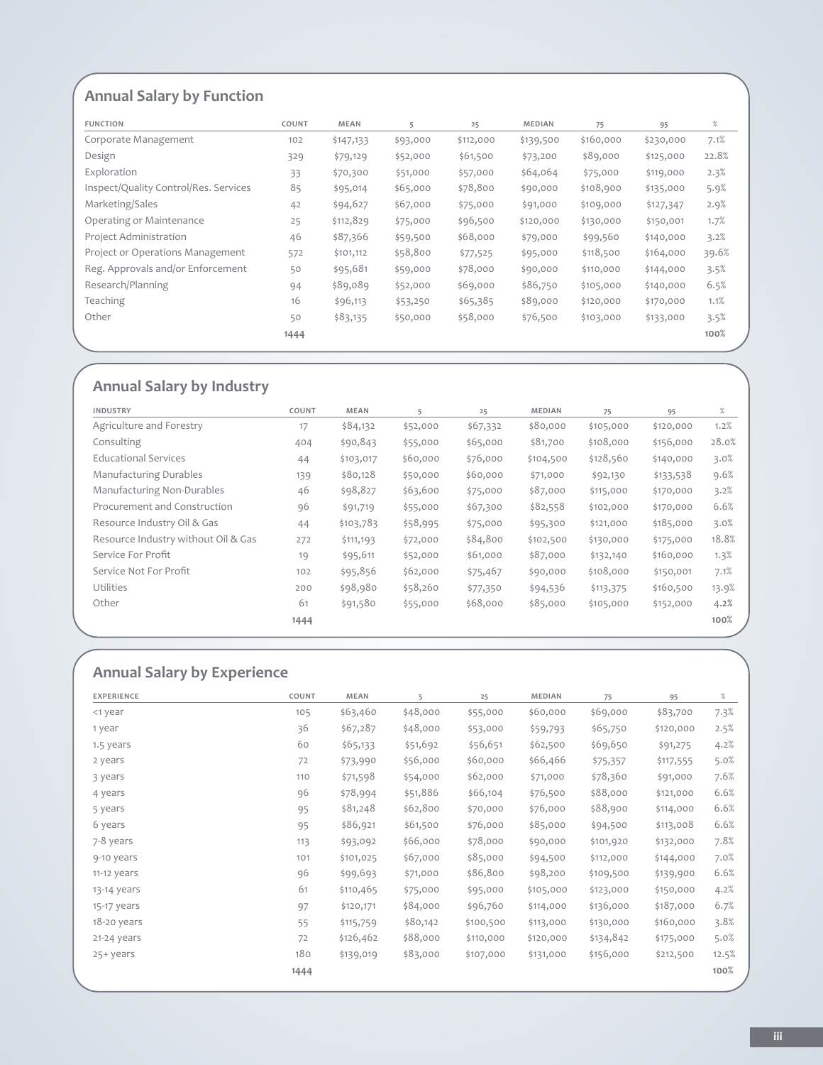## Annual Salary by Function

| FUNCTION | COUNT | MEAN | 5 | 25 | MEDIAN | 75 | 95 | % |
|---|---|---|---|---|---|---|---|---|
| Corporate Management | 102 | $147,133 | $93,000 | $112,000 | $139,500 | $160,000 | $230,000 | 7.1% |
| Design | 329 | $79,129 | $52,000 | $61,500 | $73,200 | $89,000 | $125,000 | 22.8% |
| Exploration | 33 | $70,300 | $51,000 | $57,000 | $64,064 | $75,000 | $119,000 | 2.3% |
| Inspect/Quality Control/Res. Services | 85 | $95,014 | $65,000 | $78,800 | $90,000 | $108,900 | $135,000 | 5.9% |
| Marketing/Sales | 42 | $94,627 | $67,000 | $75,000 | $91,000 | $109,000 | $127,347 | 2.9% |
| Operating or Maintenance | 25 | $112,829 | $75,000 | $96,500 | $120,000 | $130,000 | $150,001 | 1.7% |
| Project Administration | 46 | $87,366 | $59,500 | $68,000 | $79,000 | $99,560 | $140,000 | 3.2% |
| Project or Operations Management | 572 | $101,112 | $58,800 | $77,525 | $95,000 | $118,500 | $164,000 | 39.6% |
| Reg. Approvals and/or Enforcement | 50 | $95,681 | $59,000 | $78,000 | $90,000 | $110,000 | $144,000 | 3.5% |
| Research/Planning | 94 | $89,089 | $52,000 | $69,000 | $86,750 | $105,000 | $140,000 | 6.5% |
| Teaching | 16 | $96,113 | $53,250 | $65,385 | $89,000 | $120,000 | $170,000 | 1.1% |
| Other | 50 | $83,135 | $50,000 | $58,000 | $76,500 | $103,000 | $133,000 | 3.5% |
| | **1444** | | | | | | | **100%** |

## Annual Salary by Industry

| INDUSTRY | COUNT | MEAN | 5 | 25 | MEDIAN | 75 | 95 | % |
|---|---|---|---|---|---|---|---|---|
| Agriculture and Forestry | 17 | $84,132 | $52,000 | $67,332 | $80,000 | $105,000 | $120,000 | 1.2% |
| Consulting | 404 | $90,843 | $55,000 | $65,000 | $81,700 | $108,000 | $156,000 | 28.0% |
| Educational Services | 44 | $103,017 | $60,000 | $76,000 | $104,500 | $128,560 | $140,000 | 3.0% |
| Manufacturing Durables | 139 | $80,128 | $50,000 | $60,000 | $71,000 | $92,130 | $133,538 | 9.6% |
| Manufacturing Non-Durables | 46 | $98,827 | $63,600 | $75,000 | $87,000 | $115,000 | $170,000 | 3.2% |
| Procurement and Construction | 96 | $91,719 | $55,000 | $67,300 | $82,558 | $102,000 | $170,000 | 6.6% |
| Resource Industry Oil & Gas | 44 | $103,783 | $58,995 | $75,000 | $95,300 | $121,000 | $185,000 | 3.0% |
| Resource Industry without Oil & Gas | 272 | $111,193 | $72,000 | $84,800 | $102,500 | $130,000 | $175,000 | 18.8% |
| Service For Profit | 19 | $95,611 | $52,000 | $61,000 | $87,000 | $132,140 | $160,000 | 1.3% |
| Service Not For Profit | 102 | $95,856 | $62,000 | $75,467 | $90,000 | $108,000 | $150,001 | 7.1% |
| Utilities | 200 | $98,980 | $58,260 | $77,350 | $94,536 | $113,375 | $160,500 | 13.9% |
| Other | 61 | $91,580 | $55,000 | $68,000 | $85,000 | $105,000 | $152,000 | 4.2% |
| | **1444** | | | | | | | **100%** |

## Annual Salary by Experience

| EXPERIENCE | COUNT | MEAN | 5 | 25 | MEDIAN | 75 | 95 | % |
|---|---|---|---|---|---|---|---|---|
| <1 year | 105 | $63,460 | $48,000 | $55,000 | $60,000 | $69,000 | $83,700 | 7.3% |
| 1 year | 36 | $67,287 | $48,000 | $53,000 | $59,793 | $65,750 | $120,000 | 2.5% |
| 1.5 years | 60 | $65,133 | $51,692 | $56,651 | $62,500 | $69,650 | $91,275 | 4.2% |
| 2 years | 72 | $73,990 | $56,000 | $60,000 | $66,466 | $75,357 | $117,555 | 5.0% |
| 3 years | 110 | $71,598 | $54,000 | $62,000 | $71,000 | $78,360 | $91,000 | 7.6% |
| 4 years | 96 | $78,994 | $51,886 | $66,104 | $76,500 | $88,000 | $121,000 | 6.6% |
| 5 years | 95 | $81,248 | $62,800 | $70,000 | $76,000 | $88,900 | $114,000 | 6.6% |
| 6 years | 95 | $86,921 | $61,500 | $76,000 | $85,000 | $94,500 | $113,008 | 6.6% |
| 7-8 years | 113 | $93,092 | $66,000 | $78,000 | $90,000 | $101,920 | $132,000 | 7.8% |
| 9-10 years | 101 | $101,025 | $67,000 | $85,000 | $94,500 | $112,000 | $144,000 | 7.0% |
| 11-12 years | 96 | $99,693 | $71,000 | $86,800 | $98,200 | $109,500 | $139,900 | 6.6% |
| 13-14 years | 61 | $110,465 | $75,000 | $95,000 | $105,000 | $123,000 | $150,000 | 4.2% |
| 15-17 years | 97 | $120,171 | $84,000 | $96,760 | $114,000 | $136,000 | $187,000 | 6.7% |
| 18-20 years | 55 | $115,759 | $80,142 | $100,500 | $113,000 | $130,000 | $160,000 | 3.8% |
| 21-24 years | 72 | $126,462 | $88,000 | $110,000 | $120,000 | $134,842 | $175,000 | 5.0% |
| 25+ years | 180 | $139,019 | $83,000 | $107,000 | $131,000 | $156,000 | $212,500 | 12.5% |
| | **1444** | | | | | | | **100%** |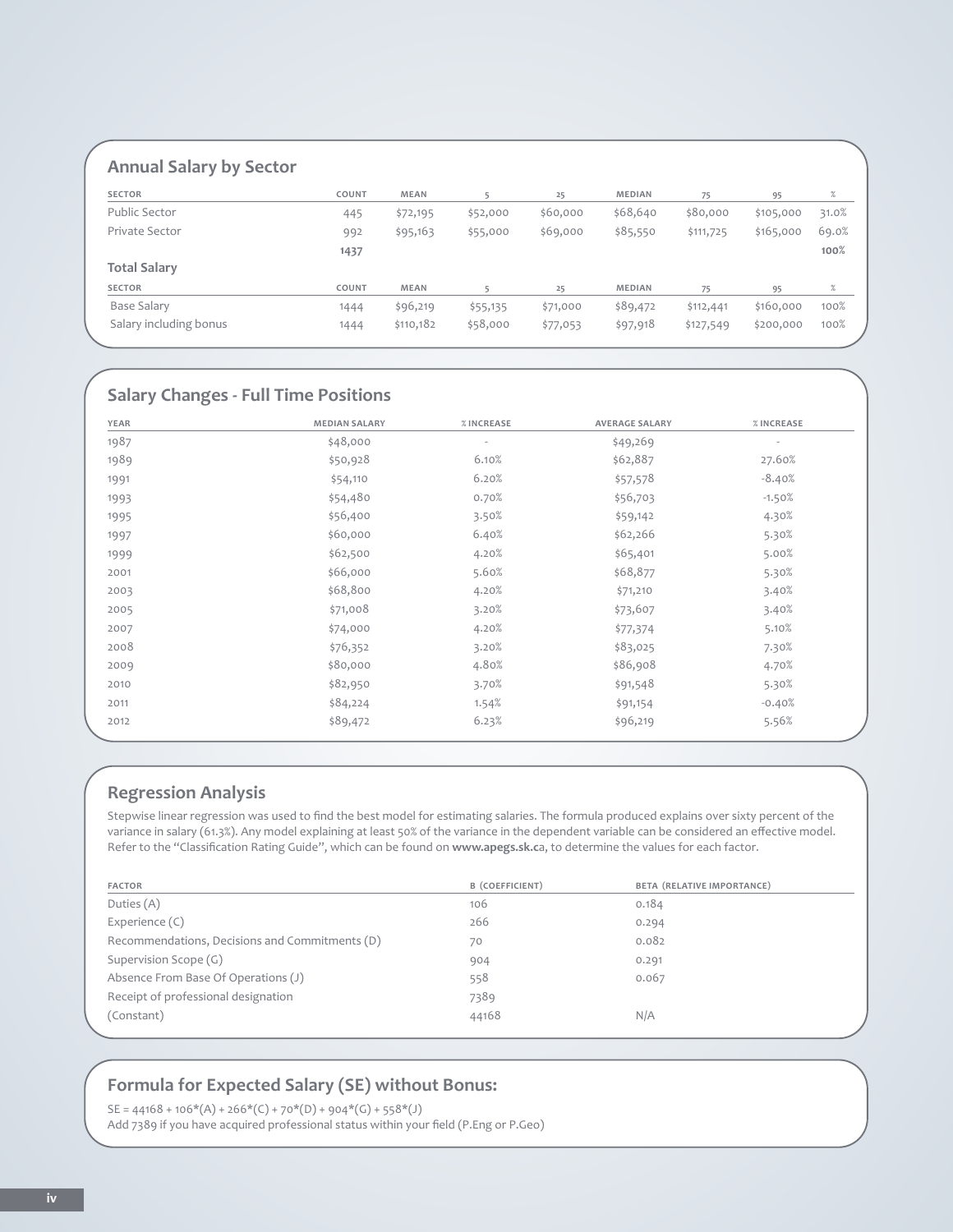## Annual Salary by Sector

| SECTOR | COUNT | MEAN | 5 | 25 | MEDIAN | 75 | 95 | % |
|---|---|---|---|---|---|---|---|---|
| Public Sector | 445 | $72,195 | $52,000 | $60,000 | $68,640 | $80,000 | $105,000 | 31.0% |
| Private Sector | 992 | $95,163 | $55,000 | $69,000 | $85,550 | $111,725 | $165,000 | 69.0% |
| | **1437** | | | | | | | **100%** |

## Total Salary

| SECTOR | COUNT | MEAN | 5 | 25 | MEDIAN | 75 | 95 | % |
|---|---|---|---|---|---|---|---|---|
| Base Salary | 1444 | $96,219 | $55,135 | $71,000 | $89,472 | $112,441 | $160,000 | 100% |
| Salary including bonus | 1444 | $110,182 | $58,000 | $77,053 | $97,918 | $127,549 | $200,000 | 100% |

## Salary Changes - Full Time Positions

| YEAR | MEDIAN SALARY | % INCREASE | AVERAGE SALARY | % INCREASE |
|---|---|---|---|---|
| 1987 | $48,000 | - | $49,269 | - |
| 1989 | $50,928 | 6.10% | $62,887 | 27.60% |
| 1991 | $54,110 | 6.20% | $57,578 | -8.40% |
| 1993 | $54,480 | 0.70% | $56,703 | -1.50% |
| 1995 | $56,400 | 3.50% | $59,142 | 4.30% |
| 1997 | $60,000 | 6.40% | $62,266 | 5.30% |
| 1999 | $62,500 | 4.20% | $65,401 | 5.00% |
| 2001 | $66,000 | 5.60% | $68,877 | 5.30% |
| 2003 | $68,800 | 4.20% | $71,210 | 3.40% |
| 2005 | $71,008 | 3.20% | $73,607 | 3.40% |
| 2007 | $74,000 | 4.20% | $77,374 | 5.10% |
| 2008 | $76,352 | 3.20% | $83,025 | 7.30% |
| 2009 | $80,000 | 4.80% | $86,908 | 4.70% |
| 2010 | $82,950 | 3.70% | $91,548 | 5.30% |
| 2011 | $84,224 | 1.54% | $91,154 | -0.40% |
| 2012 | $89,472 | 6.23% | $96,219 | 5.56% |

## Regression Analysis

Stepwise linear regression was used to find the best model for estimating salaries. The formula produced explains over sixty percent of the variance in salary (61.3%). Any model explaining at least 50% of the variance in the dependent variable can be considered an effective model. Refer to the "Classification Rating Guide", which can be found on **www.apegs.sk.ca**, to determine the values for each factor.

| FACTOR | B (COEFFICIENT) | BETA (RELATIVE IMPORTANCE) |
|---|---|---|
| Duties (A) | 106 | 0.184 |
| Experience (C) | 266 | 0.294 |
| Recommendations, Decisions and Commitments (D) | 70 | 0.082 |
| Supervision Scope (G) | 904 | 0.291 |
| Absence From Base Of Operations (J) | 558 | 0.067 |
| Receipt of professional designation | 7389 | |
| (Constant) | 44168 | N/A |

## Formula for Expected Salary (SE) without Bonus:

$SE = 44168 + 106*(A) + 266*(C) + 70*(D) + 904*(G) + 558*(J)$

Add 7389 if you have acquired professional status within your field (P.Eng or P.Geo)